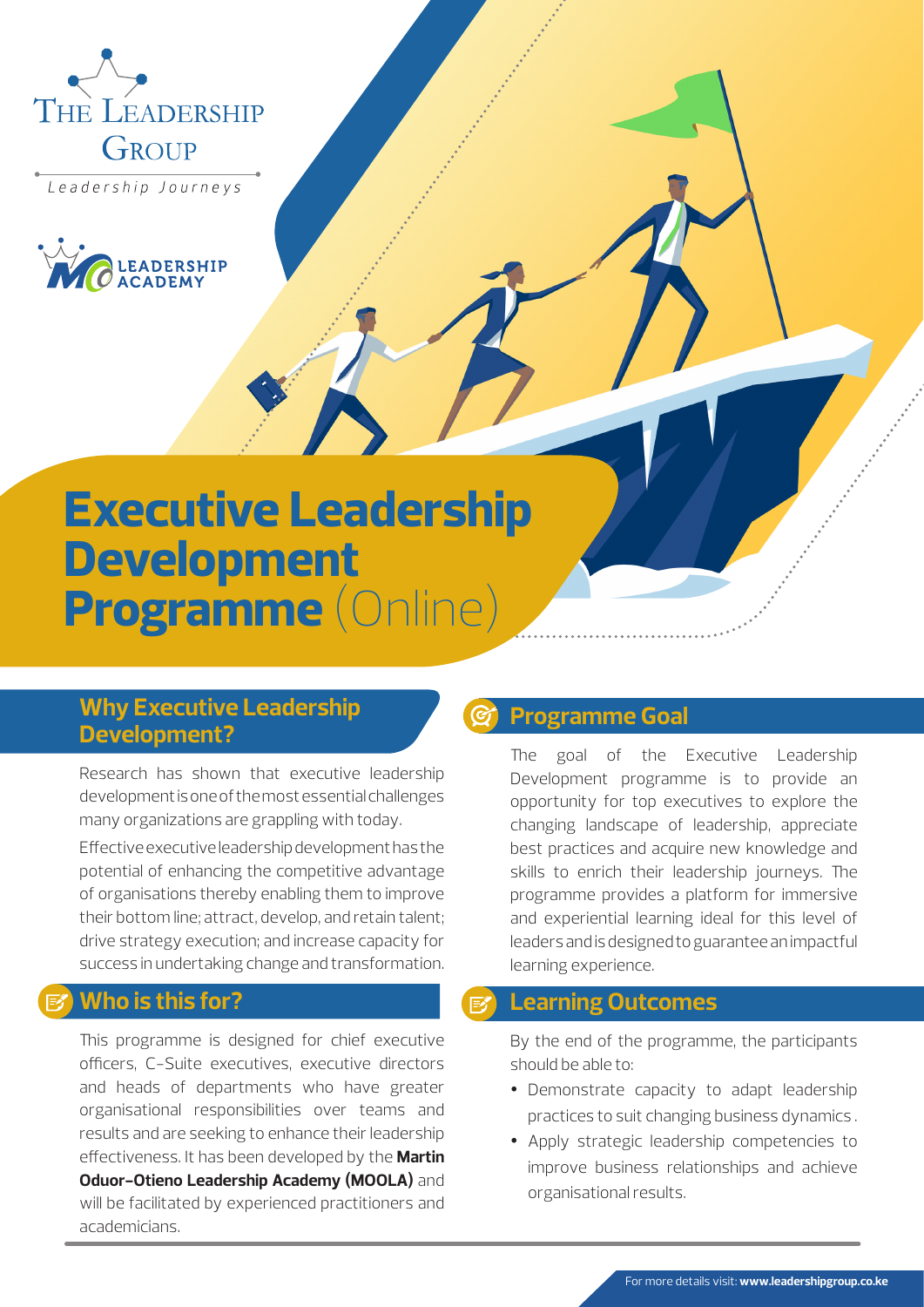THE LEADERSHIP GROUP

Leadership Journeys

MO LEADERSHIP ACADEMY

# Executive Leadership Development Programme (Online)

## Why Executive Leadership Development?

Research has shown that executive leadership development is one of the most essential challenges many organizations are grappling with today.

Effective executive leadership development has the potential of enhancing the competitive advantage of organisations thereby enabling them to improve their bottom line; attract, develop, and retain talent; drive strategy execution; and increase capacity for success in undertaking change and transformation.

## Who is this for?

This programme is designed for chief executive officers, C-Suite executives, executive directors and heads of departments who have greater organisational responsibilities over teams and results and are seeking to enhance their leadership effectiveness. It has been developed by the **Martin Oduor-Otieno Leadership Academy (MOOLA)** and will be facilitated by experienced practitioners and academicians.

## Programme Goal

The goal of the Executive Leadership Development programme is to provide an opportunity for top executives to explore the changing landscape of leadership, appreciate best practices and acquire new knowledge and skills to enrich their leadership journeys. The programme provides a platform for immersive and experiential learning ideal for this level of leaders and is designed to guarantee an impactful learning experience.

## Learning Outcomes

By the end of the programme, the participants should be able to:

- Demonstrate capacity to adapt leadership practices to suit changing business dynamics .
- Apply strategic leadership competencies to improve business relationships and achieve organisational results.

For more details visit: **www.leadershipgroup.co.ke**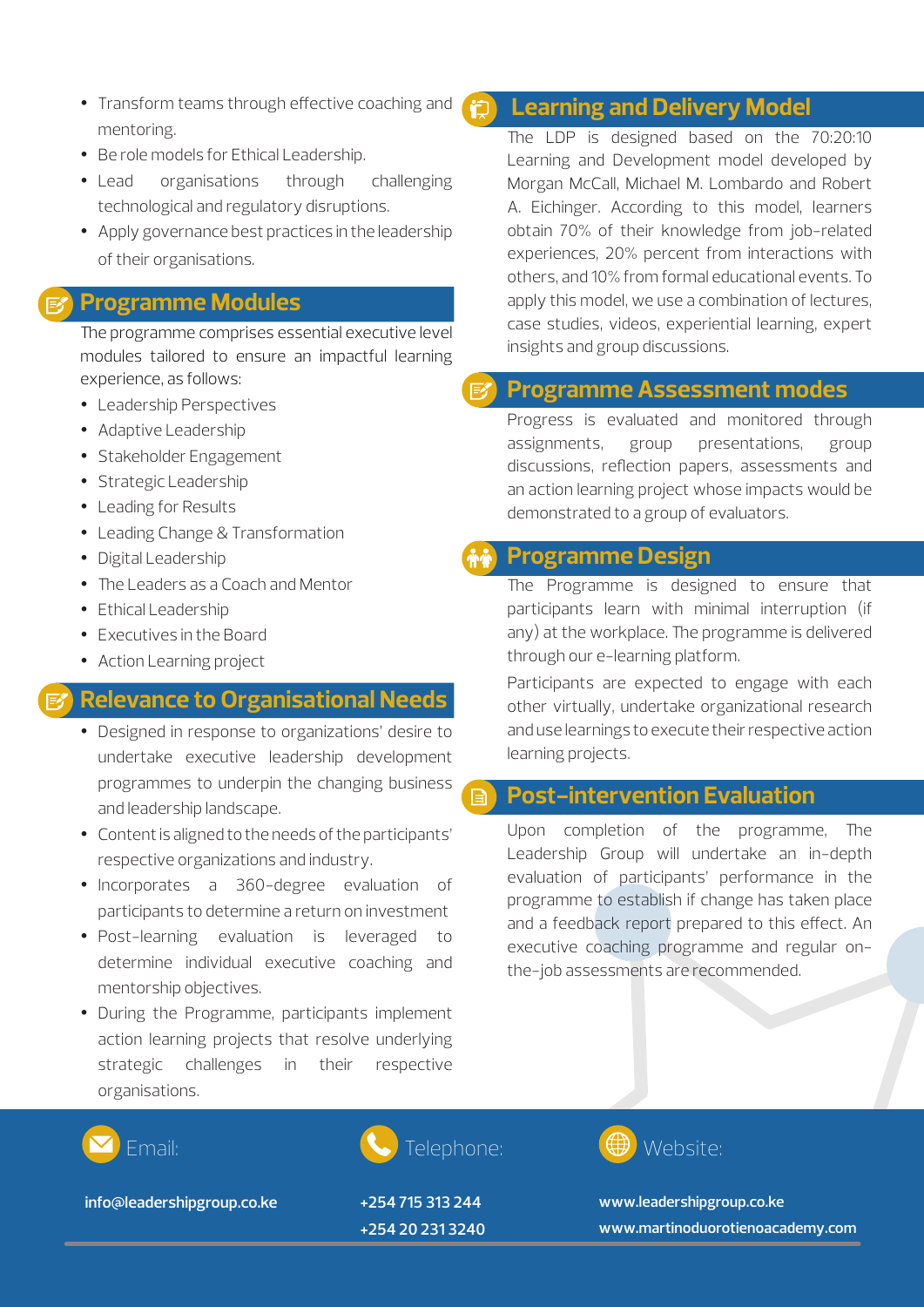- Transform teams through effective coaching and mentoring.
- Be role models for Ethical Leadership.
- Lead organisations through challenging technological and regulatory disruptions.
- Apply governance best practices in the leadership of their organisations.

## Programme Modules

The programme comprises essential executive level modules tailored to ensure an impactful learning experience, as follows:

- Leadership Perspectives
- Adaptive Leadership
- Stakeholder Engagement
- Strategic Leadership
- Leading for Results
- Leading Change & Transformation
- Digital Leadership
- The Leaders as a Coach and Mentor
- Ethical Leadership
- Executives in the Board
- Action Learning project

## Relevance to Organisational Needs

- Designed in response to organizations' desire to undertake executive leadership development programmes to underpin the changing business and leadership landscape.
- Content is aligned to the needs of the participants' respective organizations and industry.
- Incorporates a 360-degree evaluation of participants to determine a return on investment
- Post-learning evaluation is leveraged to determine individual executive coaching and mentorship objectives.
- During the Programme, participants implement action learning projects that resolve underlying strategic challenges in their respective organisations.

## Learning and Delivery Model

The LDP is designed based on the 70:20:10 Learning and Development model developed by Morgan McCall, Michael M. Lombardo and Robert A. Eichinger. According to this model, learners obtain 70% of their knowledge from job-related experiences, 20% percent from interactions with others, and 10% from formal educational events. To apply this model, we use a combination of lectures, case studies, videos, experiential learning, expert insights and group discussions.

## Programme Assessment modes

Progress is evaluated and monitored through assignments, group presentations, group discussions, reflection papers, assessments and an action learning project whose impacts would be demonstrated to a group of evaluators.

## Programme Design

The Programme is designed to ensure that participants learn with minimal interruption (if any) at the workplace. The programme is delivered through our e-learning platform.

Participants are expected to engage with each other virtually, undertake organizational research and use learnings to execute their respective action learning projects.

## Post-intervention Evaluation

Upon completion of the programme, The Leadership Group will undertake an in-depth evaluation of participants' performance in the programme to establish if change has taken place and a feedback report prepared to this effect. An executive coaching programme and regular on-the-job assessments are recommended.

Email:
**info@leadershipgroup.co.ke**

Telephone:
**+254 715 313 244**
**+254 20 231 3240**

Website:
**www.leadershipgroup.co.ke**
**www.martinoduorotienoacademy.com**